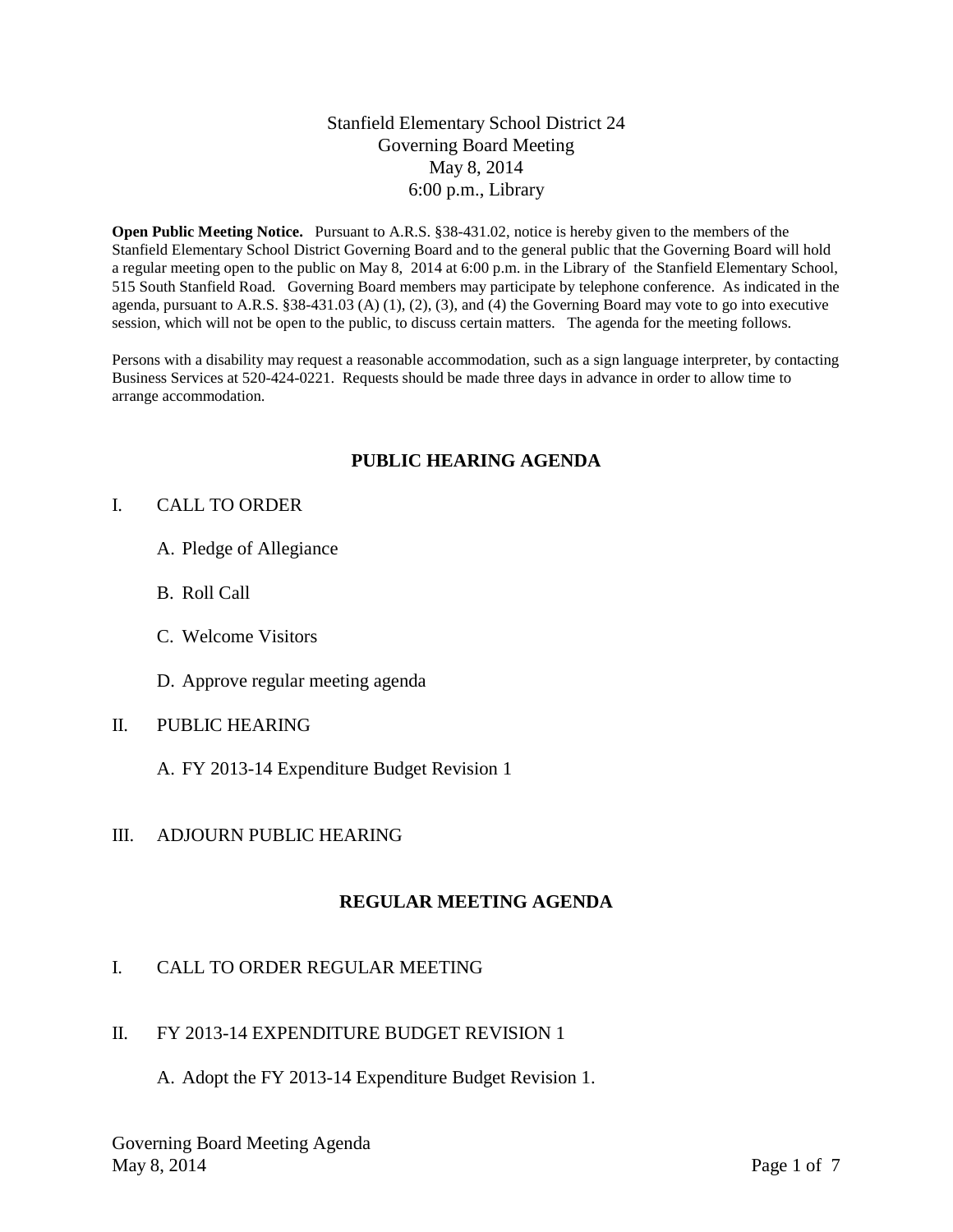# Stanfield Elementary School District 24
## Governing Board Meeting
May 8, 2014
6:00 p.m., Library

**Open Public Meeting Notice.** Pursuant to A.R.S. §38-431.02, notice is hereby given to the members of the Stanfield Elementary School District Governing Board and to the general public that the Governing Board will hold a regular meeting open to the public on May 8, 2014 at 6:00 p.m. in the Library of the Stanfield Elementary School, 515 South Stanfield Road. Governing Board members may participate by telephone conference. As indicated in the agenda, pursuant to A.R.S. §38-431.03 (A) (1), (2), (3), and (4) the Governing Board may vote to go into executive session, which will not be open to the public, to discuss certain matters. The agenda for the meeting follows.

Persons with a disability may request a reasonable accommodation, such as a sign language interpreter, by contacting Business Services at 520-424-0221. Requests should be made three days in advance in order to allow time to arrange accommodation.

## PUBLIC HEARING AGENDA

I. CALL TO ORDER

   A. Pledge of Allegiance

   B. Roll Call

   C. Welcome Visitors

   D. Approve regular meeting agenda

II. PUBLIC HEARING

   A. FY 2013-14 Expenditure Budget Revision 1

III. ADJOURN PUBLIC HEARING

## REGULAR MEETING AGENDA

I. CALL TO ORDER REGULAR MEETING

II. FY 2013-14 EXPENDITURE BUDGET REVISION 1

   A. Adopt the FY 2013-14 Expenditure Budget Revision 1.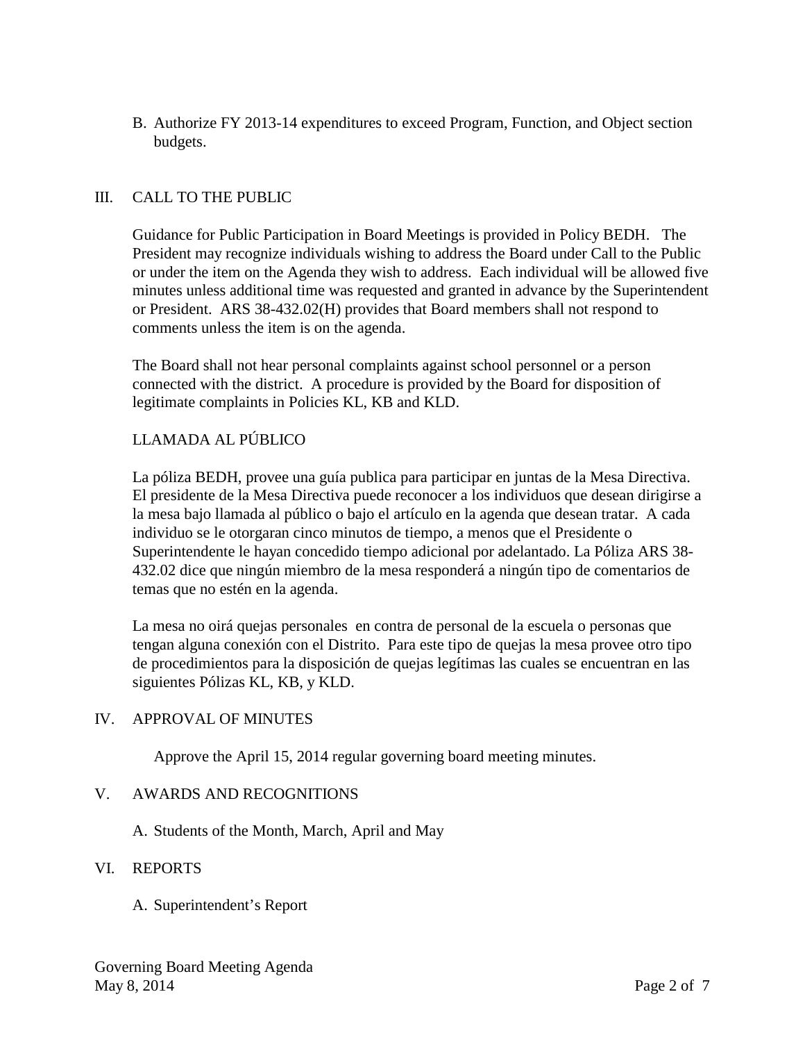B. Authorize FY 2013-14 expenditures to exceed Program, Function, and Object section budgets.

## III. CALL TO THE PUBLIC

Guidance for Public Participation in Board Meetings is provided in Policy BEDH. The President may recognize individuals wishing to address the Board under Call to the Public or under the item on the Agenda they wish to address. Each individual will be allowed five minutes unless additional time was requested and granted in advance by the Superintendent or President. ARS 38-432.02(H) provides that Board members shall not respond to comments unless the item is on the agenda.

The Board shall not hear personal complaints against school personnel or a person connected with the district. A procedure is provided by the Board for disposition of legitimate complaints in Policies KL, KB and KLD.

LLAMADA AL PÚBLICO

La póliza BEDH, provee una guía publica para participar en juntas de la Mesa Directiva. El presidente de la Mesa Directiva puede reconocer a los individuos que desean dirigirse a la mesa bajo llamada al público o bajo el artículo en la agenda que desean tratar. A cada individuo se le otorgaran cinco minutos de tiempo, a menos que el Presidente o Superintendente le hayan concedido tiempo adicional por adelantado. La Póliza ARS 38-432.02 dice que ningún miembro de la mesa responderá a ningún tipo de comentarios de temas que no estén en la agenda.

La mesa no oirá quejas personales en contra de personal de la escuela o personas que tengan alguna conexión con el Distrito. Para este tipo de quejas la mesa provee otro tipo de procedimientos para la disposición de quejas legítimas las cuales se encuentran en las siguientes Pólizas KL, KB, y KLD.

## IV. APPROVAL OF MINUTES

Approve the April 15, 2014 regular governing board meeting minutes.

## V. AWARDS AND RECOGNITIONS

A. Students of the Month, March, April and May

## VI. REPORTS

A. Superintendent's Report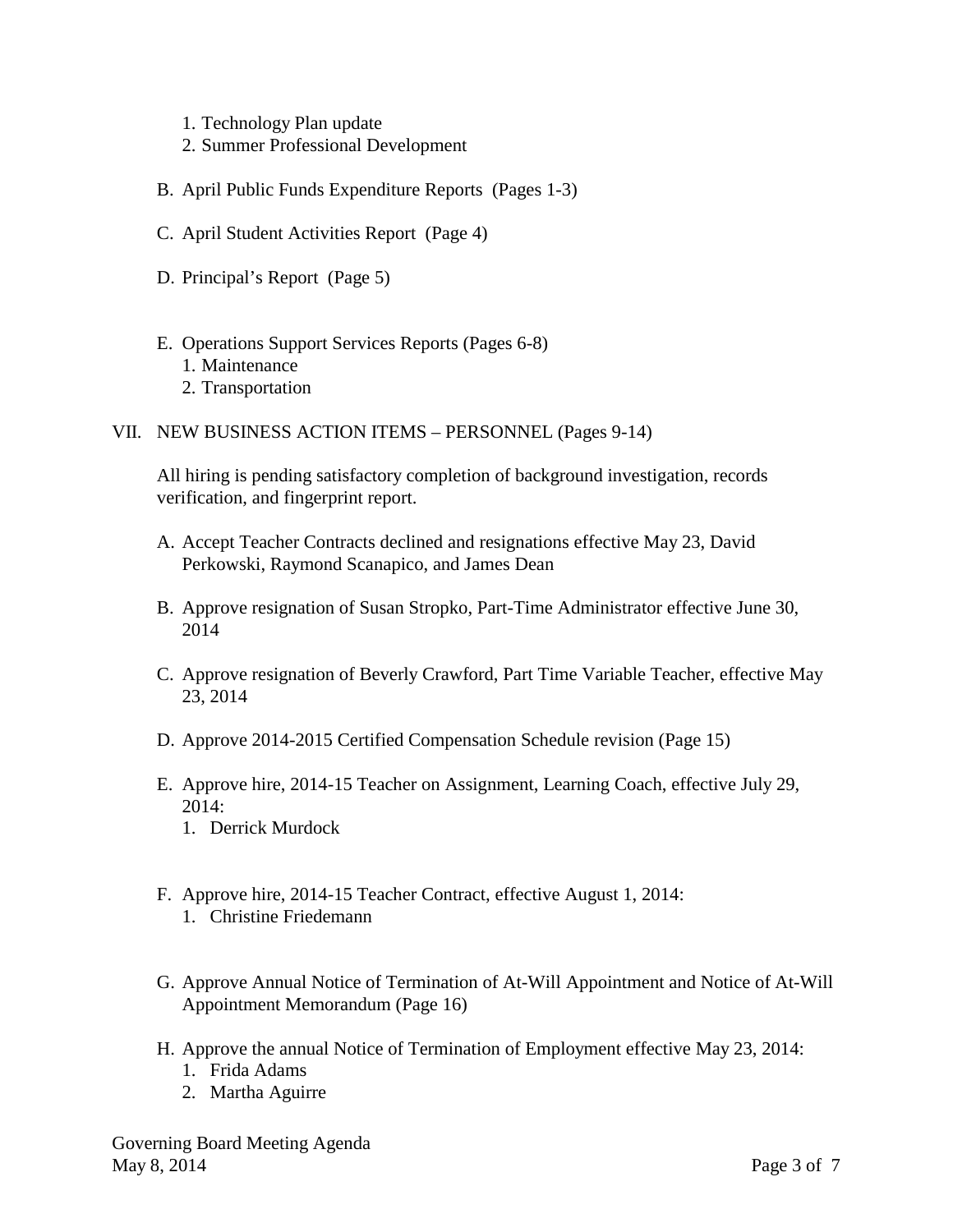1. Technology Plan update
   2. Summer Professional Development

B. April Public Funds Expenditure Reports (Pages 1-3)

C. April Student Activities Report (Page 4)

D. Principal's Report (Page 5)

E. Operations Support Services Reports (Pages 6-8)
   1. Maintenance
   2. Transportation

VII. NEW BUSINESS ACTION ITEMS – PERSONNEL (Pages 9-14)

All hiring is pending satisfactory completion of background investigation, records verification, and fingerprint report.

A. Accept Teacher Contracts declined and resignations effective May 23, David Perkowski, Raymond Scanapico, and James Dean

B. Approve resignation of Susan Stropko, Part-Time Administrator effective June 30, 2014

C. Approve resignation of Beverly Crawford, Part Time Variable Teacher, effective May 23, 2014

D. Approve 2014-2015 Certified Compensation Schedule revision (Page 15)

E. Approve hire, 2014-15 Teacher on Assignment, Learning Coach, effective July 29, 2014:
   1. Derrick Murdock

F. Approve hire, 2014-15 Teacher Contract, effective August 1, 2014:
   1. Christine Friedemann

G. Approve Annual Notice of Termination of At-Will Appointment and Notice of At-Will Appointment Memorandum (Page 16)

H. Approve the annual Notice of Termination of Employment effective May 23, 2014:
   1. Frida Adams
   2. Martha Aguirre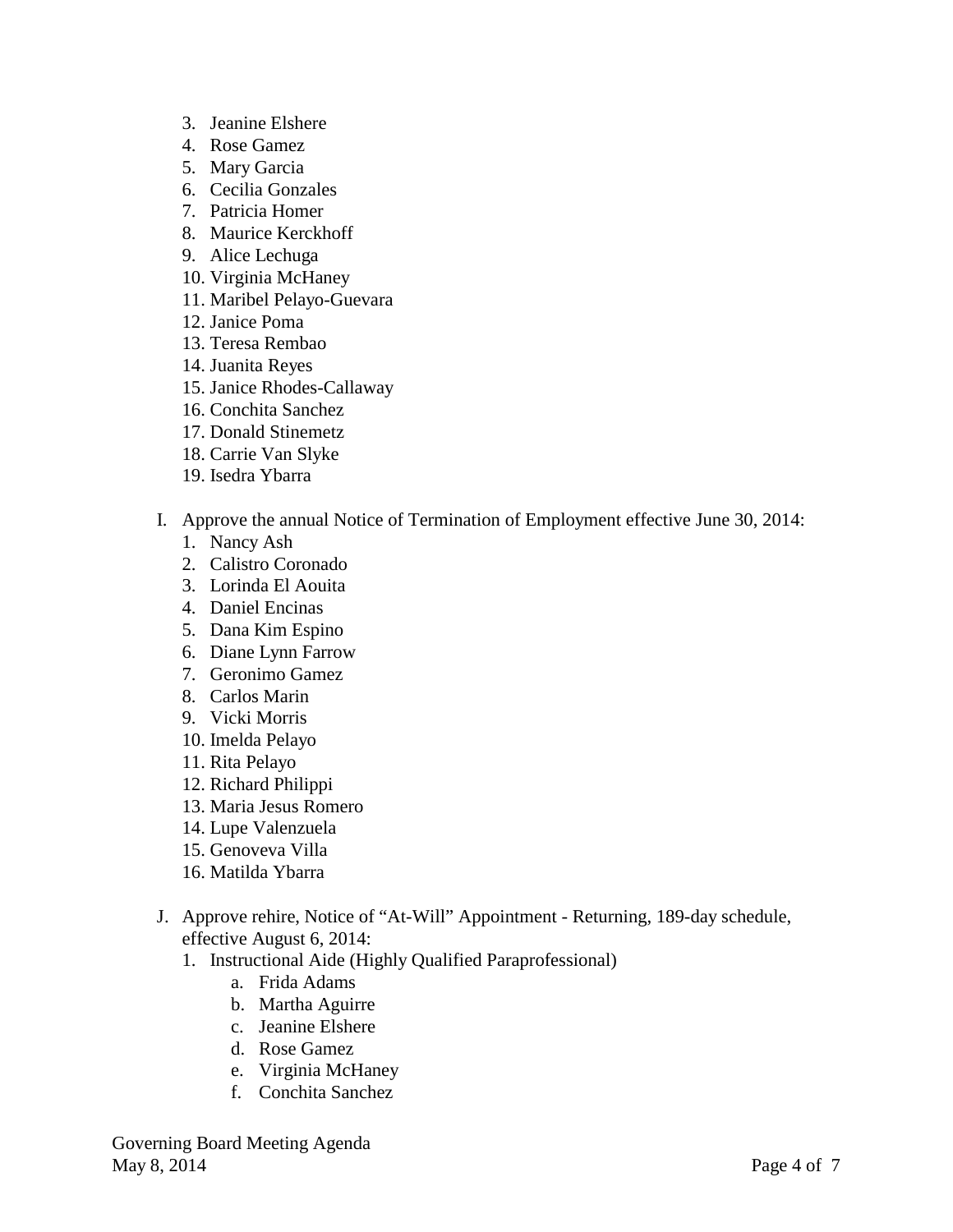3. Jeanine Elshere
4. Rose Gamez
5. Mary Garcia
6. Cecilia Gonzales
7. Patricia Homer
8. Maurice Kerckhoff
9. Alice Lechuga
10. Virginia McHaney
11. Maribel Pelayo-Guevara
12. Janice Poma
13. Teresa Rembao
14. Juanita Reyes
15. Janice Rhodes-Callaway
16. Conchita Sanchez
17. Donald Stinemetz
18. Carrie Van Slyke
19. Isedra Ybarra

I. Approve the annual Notice of Termination of Employment effective June 30, 2014:
   1. Nancy Ash
   2. Calistro Coronado
   3. Lorinda El Aouita
   4. Daniel Encinas
   5. Dana Kim Espino
   6. Diane Lynn Farrow
   7. Geronimo Gamez
   8. Carlos Marin
   9. Vicki Morris
   10. Imelda Pelayo
   11. Rita Pelayo
   12. Richard Philippi
   13. Maria Jesus Romero
   14. Lupe Valenzuela
   15. Genoveva Villa
   16. Matilda Ybarra

J. Approve rehire, Notice of "At-Will" Appointment - Returning, 189-day schedule, effective August 6, 2014:
   1. Instructional Aide (Highly Qualified Paraprofessional)
      a. Frida Adams
      b. Martha Aguirre
      c. Jeanine Elshere
      d. Rose Gamez
      e. Virginia McHaney
      f. Conchita Sanchez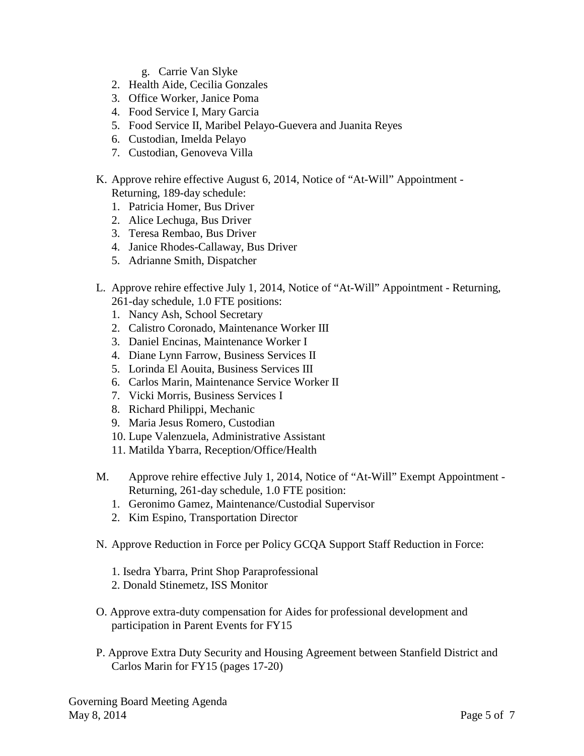g. Carrie Van Slyke

2. Health Aide, Cecilia Gonzales
3. Office Worker, Janice Poma
4. Food Service I, Mary Garcia
5. Food Service II, Maribel Pelayo-Guevera and Juanita Reyes
6. Custodian, Imelda Pelayo
7. Custodian, Genoveva Villa

K. Approve rehire effective August 6, 2014, Notice of "At-Will" Appointment - Returning, 189-day schedule:

1. Patricia Homer, Bus Driver
2. Alice Lechuga, Bus Driver
3. Teresa Rembao, Bus Driver
4. Janice Rhodes-Callaway, Bus Driver
5. Adrianne Smith, Dispatcher

L. Approve rehire effective July 1, 2014, Notice of "At-Will" Appointment - Returning, 261-day schedule, 1.0 FTE positions:

1. Nancy Ash, School Secretary
2. Calistro Coronado, Maintenance Worker III
3. Daniel Encinas, Maintenance Worker I
4. Diane Lynn Farrow, Business Services II
5. Lorinda El Aouita, Business Services III
6. Carlos Marin, Maintenance Service Worker II
7. Vicki Morris, Business Services I
8. Richard Philippi, Mechanic
9. Maria Jesus Romero, Custodian
10. Lupe Valenzuela, Administrative Assistant
11. Matilda Ybarra, Reception/Office/Health

M. Approve rehire effective July 1, 2014, Notice of "At-Will" Exempt Appointment - Returning, 261-day schedule, 1.0 FTE position:

1. Geronimo Gamez, Maintenance/Custodial Supervisor
2. Kim Espino, Transportation Director

N. Approve Reduction in Force per Policy GCQA Support Staff Reduction in Force:

1. Isedra Ybarra, Print Shop Paraprofessional
2. Donald Stinemetz, ISS Monitor

O. Approve extra-duty compensation for Aides for professional development and participation in Parent Events for FY15

P. Approve Extra Duty Security and Housing Agreement between Stanfield District and Carlos Marin for FY15 (pages 17-20)

Governing Board Meeting Agenda
May 8, 2014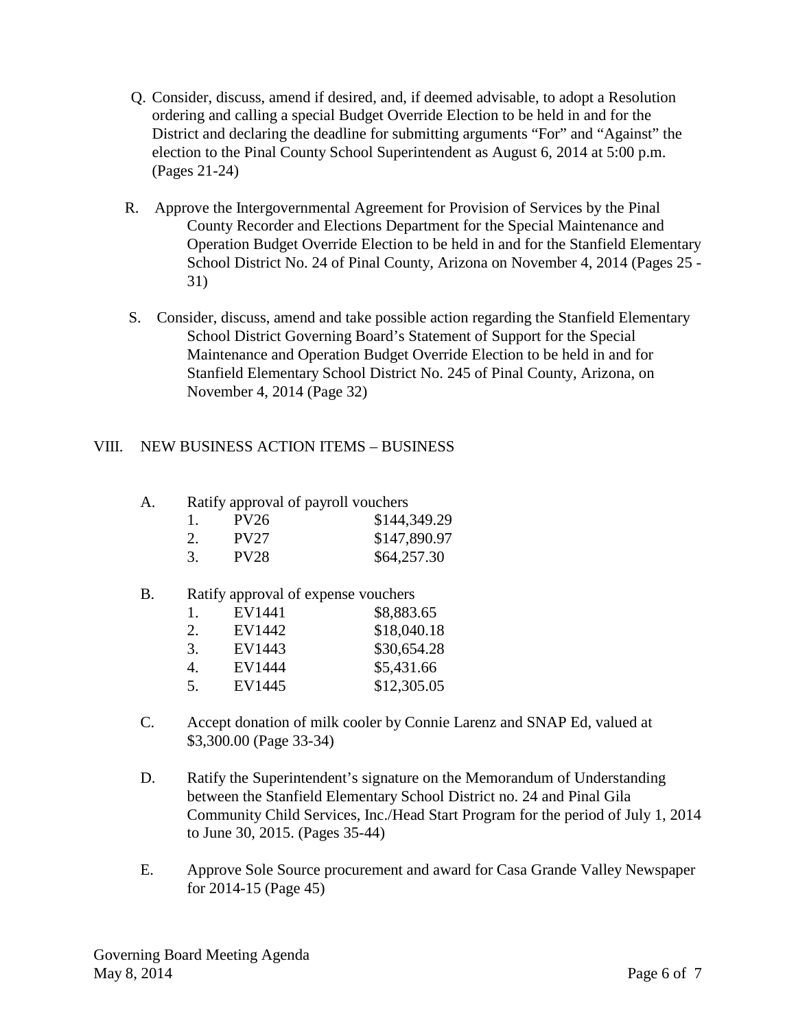Q. Consider, discuss, amend if desired, and, if deemed advisable, to adopt a Resolution ordering and calling a special Budget Override Election to be held in and for the District and declaring the deadline for submitting arguments "For" and "Against" the election to the Pinal County School Superintendent as August 6, 2014 at 5:00 p.m. (Pages 21-24)

R. Approve the Intergovernmental Agreement for Provision of Services by the Pinal County Recorder and Elections Department for the Special Maintenance and Operation Budget Override Election to be held in and for the Stanfield Elementary School District No. 24 of Pinal County, Arizona on November 4, 2014 (Pages 25 - 31)

S. Consider, discuss, amend and take possible action regarding the Stanfield Elementary School District Governing Board's Statement of Support for the Special Maintenance and Operation Budget Override Election to be held in and for Stanfield Elementary School District No. 245 of Pinal County, Arizona, on November 4, 2014 (Page 32)

VIII. NEW BUSINESS ACTION ITEMS – BUSINESS

A. Ratify approval of payroll vouchers

| | | |
|---|---|---|
| 1. | PV26 | $144,349.29 |
| 2. | PV27 | $147,890.97 |
| 3. | PV28 | $64,257.30 |

B. Ratify approval of expense vouchers

| | | |
|---|---|---|
| 1. | EV1441 | $8,883.65 |
| 2. | EV1442 | $18,040.18 |
| 3. | EV1443 | $30,654.28 |
| 4. | EV1444 | $5,431.66 |
| 5. | EV1445 | $12,305.05 |

C. Accept donation of milk cooler by Connie Larenz and SNAP Ed, valued at $3,300.00 (Page 33-34)

D. Ratify the Superintendent's signature on the Memorandum of Understanding between the Stanfield Elementary School District no. 24 and Pinal Gila Community Child Services, Inc./Head Start Program for the period of July 1, 2014 to June 30, 2015. (Pages 35-44)

E. Approve Sole Source procurement and award for Casa Grande Valley Newspaper for 2014-15 (Page 45)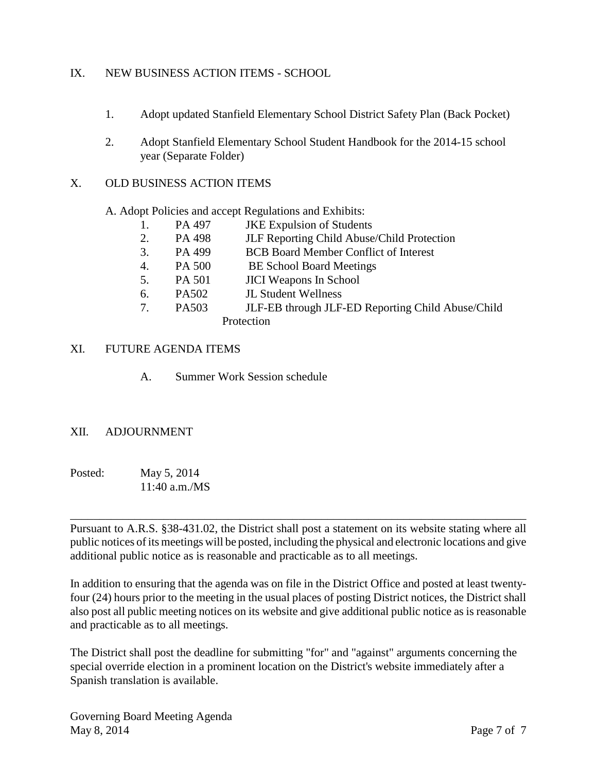## IX. NEW BUSINESS ACTION ITEMS - SCHOOL

1. Adopt updated Stanfield Elementary School District Safety Plan (Back Pocket)
2. Adopt Stanfield Elementary School Student Handbook for the 2014-15 school year (Separate Folder)

## X. OLD BUSINESS ACTION ITEMS

A. Adopt Policies and accept Regulations and Exhibits:

1. PA 497 JKE Expulsion of Students
2. PA 498 JLF Reporting Child Abuse/Child Protection
3. PA 499 BCB Board Member Conflict of Interest
4. PA 500 BE School Board Meetings
5. PA 501 JICI Weapons In School
6. PA502 JL Student Wellness
7. PA503 JLF-EB through JLF-ED Reporting Child Abuse/Child Protection

## XI. FUTURE AGENDA ITEMS

A. Summer Work Session schedule

## XII. ADJOURNMENT

Posted: May 5, 2014
11:40 a.m./MS

---

Pursuant to A.R.S. §38-431.02, the District shall post a statement on its website stating where all public notices of its meetings will be posted, including the physical and electronic locations and give additional public notice as is reasonable and practicable as to all meetings.

In addition to ensuring that the agenda was on file in the District Office and posted at least twenty-four (24) hours prior to the meeting in the usual places of posting District notices, the District shall also post all public meeting notices on its website and give additional public notice as is reasonable and practicable as to all meetings.

The District shall post the deadline for submitting "for" and "against" arguments concerning the special override election in a prominent location on the District's website immediately after a Spanish translation is available.